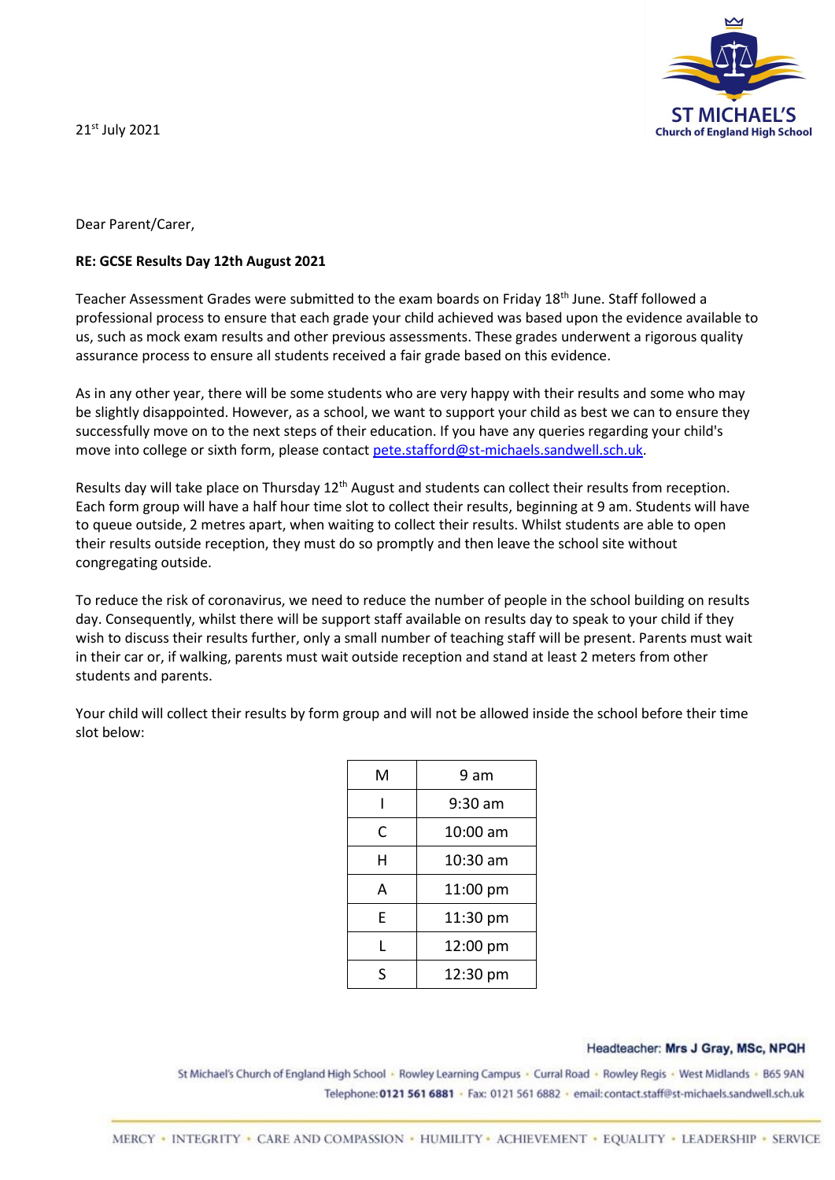ST MICHAEL'S
Church of England High School

21st July 2021

Dear Parent/Carer,

**RE: GCSE Results Day 12th August 2021**

Teacher Assessment Grades were submitted to the exam boards on Friday 18th June. Staff followed a professional process to ensure that each grade your child achieved was based upon the evidence available to us, such as mock exam results and other previous assessments. These grades underwent a rigorous quality assurance process to ensure all students received a fair grade based on this evidence.

As in any other year, there will be some students who are very happy with their results and some who may be slightly disappointed. However, as a school, we want to support your child as best we can to ensure they successfully move on to the next steps of their education. If you have any queries regarding your child's move into college or sixth form, please contact pete.stafford@st-michaels.sandwell.sch.uk.

Results day will take place on Thursday 12th August and students can collect their results from reception. Each form group will have a half hour time slot to collect their results, beginning at 9 am. Students will have to queue outside, 2 metres apart, when waiting to collect their results. Whilst students are able to open their results outside reception, they must do so promptly and then leave the school site without congregating outside.

To reduce the risk of coronavirus, we need to reduce the number of people in the school building on results day. Consequently, whilst there will be support staff available on results day to speak to your child if they wish to discuss their results further, only a small number of teaching staff will be present. Parents must wait in their car or, if walking, parents must wait outside reception and stand at least 2 meters from other students and parents.

Your child will collect their results by form group and will not be allowed inside the school before their time slot below:

| | |
|---|---|
| M | 9 am |
| I | 9:30 am |
| C | 10:00 am |
| H | 10:30 am |
| A | 11:00 pm |
| E | 11:30 pm |
| L | 12:00 pm |
| S | 12:30 pm |

Headteacher: **Mrs J Gray, MSc, NPQH**

St Michael's Church of England High School • Rowley Learning Campus • Curral Road • Rowley Regis • West Midlands • B65 9AN
Telephone: **0121 561 6881** • Fax: 0121 561 6882 • email: contact.staff@st-michaels.sandwell.sch.uk

MERCY • INTEGRITY • CARE AND COMPASSION • HUMILITY • ACHIEVEMENT • EQUALITY • LEADERSHIP • SERVICE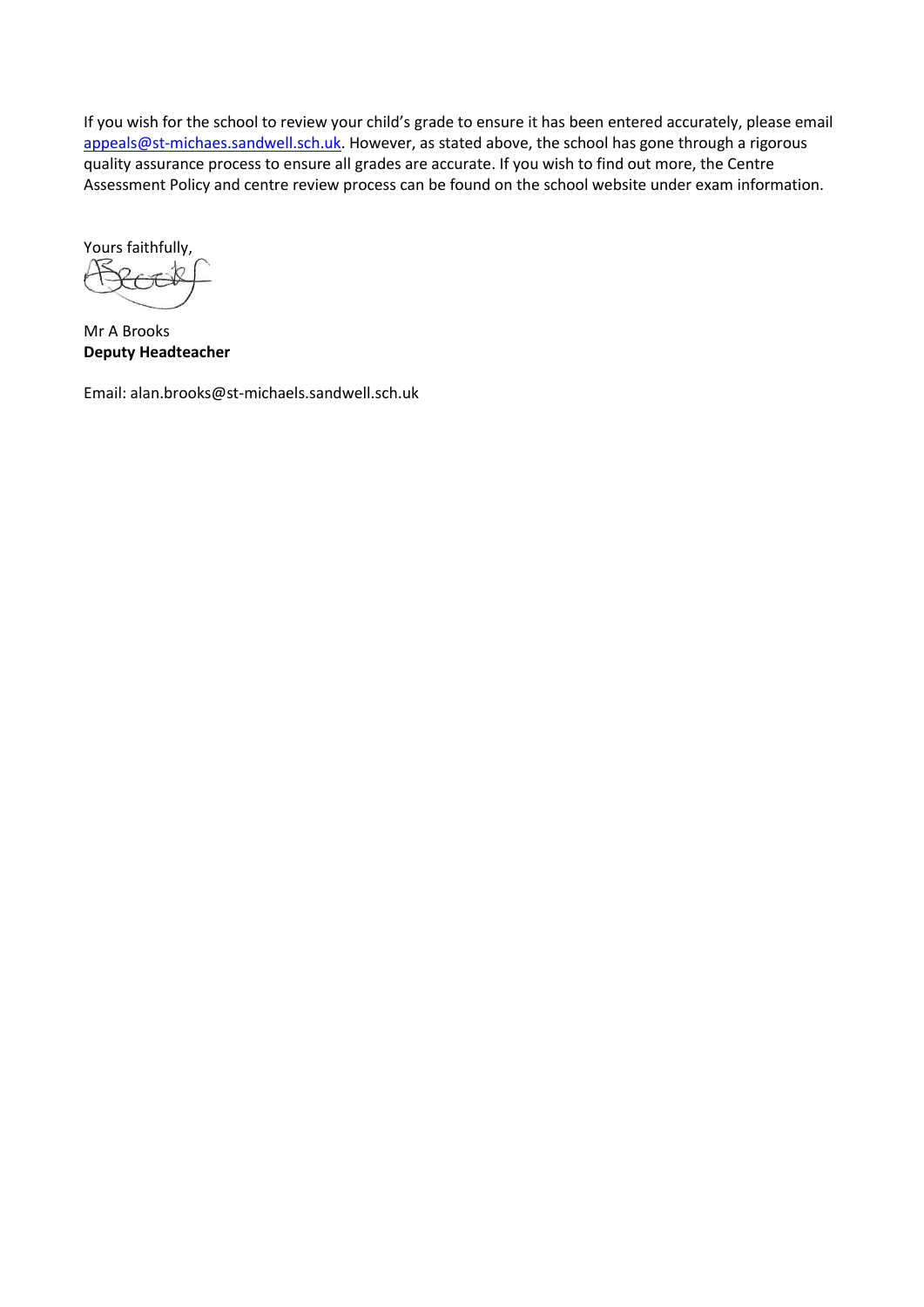If you wish for the school to review your child's grade to ensure it has been entered accurately, please email appeals@st-michaes.sandwell.sch.uk. However, as stated above, the school has gone through a rigorous quality assurance process to ensure all grades are accurate. If you wish to find out more, the Centre Assessment Policy and centre review process can be found on the school website under exam information.

Yours faithfully,

Mr A Brooks
**Deputy Headteacher**

Email: alan.brooks@st-michaels.sandwell.sch.uk